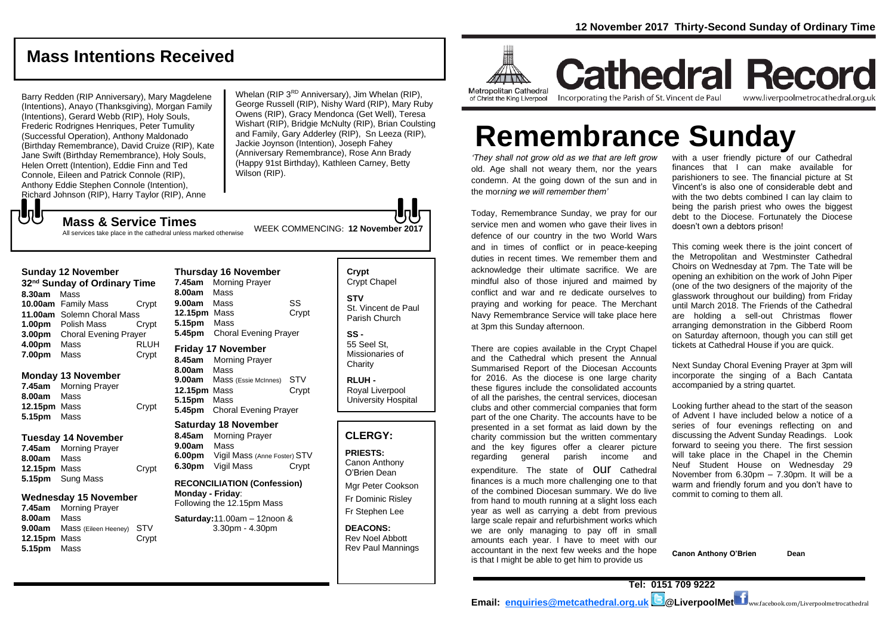12 November 2017 Thirty-Second Sunday of Ordinary Time

## Mass Intentions Received

Barry Redden (RIP Anniversary), Mary Magdelene (Intentions), Anayo (Thanksgiving), Morgan Family (Intentions), Gerard Webb (RIP), Holy Souls, Frederic Rodrignes Henriques, Peter Tumulity (Successful Operation), Anthony Maldonado (Birthday Remembrance), David Cruize (RIP), Kate Jane Swift (Birthday Remembrance), Holy Souls, Helen Orrett (Intention), Eddie Finn and Ted Connole, Eileen and Patrick Connole (RIP), Anthony Eddie Stephen Connole (Intention), Richard Johnson (RIP), Harry Taylor (RIP), Anne Whelan (RIP 3RD Anniversary), Jim Whelan (RIP), George Russell (RIP), Nishy Ward (RIP), Mary Ruby Owens (RIP), Gracy Mendonca (Get Well), Teresa Wishart (RIP), Bridgie McNulty (RIP), Brian Coulsting and Family, Gary Adderley (RIP), Sn Leeza (RIP), Jackie Joynson (Intention), Joseph Fahey (Anniversary Remembrance), Rose Ann Brady (Happy 91st Birthday), Kathleen Carney, Betty Wilson (RIP).

## Mass & Service Times

All services take place in the cathedral unless marked otherwise

WEEK COMMENCING: **12 November 2017**

### Sunday 12 November
**32nd Sunday of Ordinary Time**

| | | |
|---|---|---|
| **8.30am** | Mass | |
| **10.00am** | Family Mass | Crypt |
| **11.00am** | Solemn Choral Mass | |
| **1.00pm** | Polish Mass | Crypt |
| **3.00pm** | Choral Evening Prayer | |
| **4.00pm** | Mass | RLUH |
| **7.00pm** | Mass | Crypt |

### Monday 13 November

| | | |
|---|---|---|
| **7.45am** | Morning Prayer | |
| **8.00am** | Mass | |
| **12.15pm** | Mass | Crypt |
| **5.15pm** | Mass | |

### Tuesday 14 November

| | | |
|---|---|---|
| **7.45am** | Morning Prayer | |
| **8.00am** | Mass | |
| **12.15pm** | Mass | Crypt |
| **5.15pm** | Sung Mass | |

### Wednesday 15 November

| | | |
|---|---|---|
| **7.45am** | Morning Prayer | |
| **8.00am** | Mass | |
| **9.00am** | Mass (Eileen Heeney) | STV |
| **12.15pm** | Mass | Crypt |
| **5.15pm** | Mass | |

### Thursday 16 November

| | | |
|---|---|---|
| **7.45am** | Morning Prayer | |
| **8.00am** | Mass | |
| **9.00am** | Mass | SS |
| **12.15pm** | Mass | Crypt |
| **5.15pm** | Mass | |
| **5.45pm** | Choral Evening Prayer | |

### Friday 17 November

| | | |
|---|---|---|
| **8.45am** | Morning Prayer | |
| **8.00am** | Mass | |
| **9.00am** | Mass (Essie McInnes) | STV |
| **12.15pm** | Mass | Crypt |
| **5.15pm** | Mass | |
| **5.45pm** | Choral Evening Prayer | |

### Saturday 18 November

| | | |
|---|---|---|
| **8.45am** | Morning Prayer | |
| **9.00am** | Mass | |
| **6.00pm** | Vigil Mass (Anne Foster) | STV |
| **6.30pm** | Vigil Mass | Crypt |

**RECONCILIATION (Confession)**
**Monday - Friday**: Following the 12.15pm Mass

**Saturday:** 11.00am – 12noon & 3.30pm - 4.30pm

**Crypt** Crypt Chapel

**STV** St. Vincent de Paul Parish Church

**SS -** 55 Seel St, Missionaries of Charity

**RLUH -** Royal Liverpool University Hospital

## CLERGY:

**PRIESTS:**
Canon Anthony O'Brien Dean
Mgr Peter Cookson
Fr Dominic Risley
Fr Stephen Lee

**DEACONS:**
Rev Noel Abbott
Rev Paul Mannings

Metropolitan Cathedral of Christ the King Liverpool

# Cathedral Record

Incorporating the Parish of St. Vincent de Paul www.liverpoolmetrocathedral.org.uk

# Remembrance Sunday

*'They shall not grow old as we that are left grow old. Age shall not weary them, nor the years condemn. At the going down of the sun and in the morning we will remember them'*

Today, Remembrance Sunday, we pray for our service men and women who gave their lives in defence of our country in the two World Wars and in times of conflict or in peace-keeping duties in recent times. We remember them and acknowledge their ultimate sacrifice. We are mindful also of those injured and maimed by conflict and war and re dedicate ourselves to praying and working for peace. The Merchant Navy Remembrance Service will take place here at 3pm this Sunday afternoon.

There are copies available in the Crypt Chapel and the Cathedral which present the Annual Summarised Report of the Diocesan Accounts for 2016. As the diocese is one large charity these figures include the consolidated accounts of all the parishes, the central services, diocesan clubs and other commercial companies that form part of the one Charity. The accounts have to be presented in a set format as laid down by the charity commission but the written commentary and the key figures offer a clearer picture regarding general parish income and expenditure. The state of our Cathedral finances is a much more challenging one to that of the combined Diocesan summary. We do live from hand to mouth running at a slight loss each year as well as carrying a debt from previous large scale repair and refurbishment works which we are only managing to pay off in small amounts each year. I have to meet with our accountant in the next few weeks and the hope is that I might be able to get him to provide us with a user friendly picture of our Cathedral finances that I can make available for parishioners to see. The financial picture at St Vincent's is also one of considerable debt and with the two debts combined I can lay claim to being the parish priest who owes the biggest debt to the Diocese. Fortunately the Diocese doesn't own a debtors prison!

This coming week there is the joint concert of the Metropolitan and Westminster Cathedral Choirs on Wednesday at 7pm. The Tate will be opening an exhibition on the work of John Piper (one of the two designers of the majority of the glasswork throughout our building) from Friday until March 2018. The Friends of the Cathedral are holding a sell-out Christmas flower arranging demonstration in the Gibberd Room on Saturday afternoon, though you can still get tickets at Cathedral House if you are quick.

Next Sunday Choral Evening Prayer at 3pm will incorporate the singing of a Bach Cantata accompanied by a string quartet.

Looking further ahead to the start of the season of Advent I have included below a notice of a series of four evenings reflecting on and discussing the Advent Sunday Readings. Look forward to seeing you there. The first session will take place in the Chapel in the Chemin Neuf Student House on Wednesday 29 November from 6.30pm – 7.30pm. It will be a warm and friendly forum and you don't have to commit to coming to them all.

**Canon Anthony O'Brien Dean**

**Tel: 0151 709 9222**

**Email: enquiries@metcathedral.org.uk @LiverpoolMet** www.facebook.com/Liverpoolmetrocathedral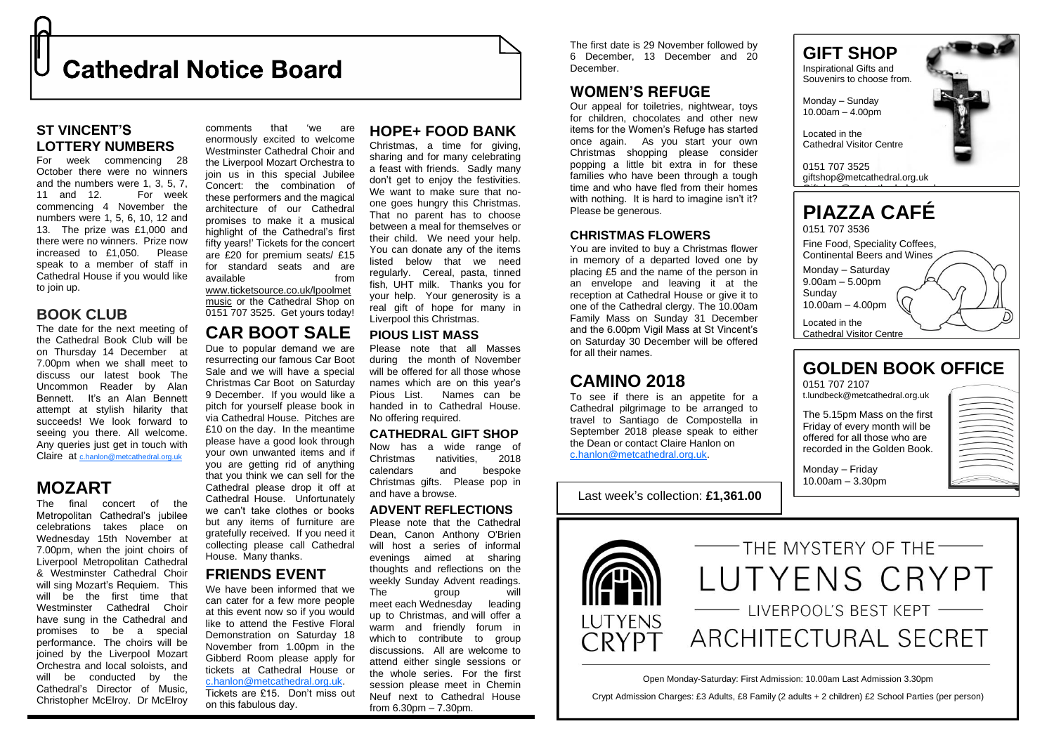# Cathedral Notice Board

## ST VINCENT'S LOTTERY NUMBERS

For week commencing 28 October there were no winners and the numbers were 1, 3, 5, 7, 11 and 12. For week commencing 4 November the numbers were 1, 5, 6, 10, 12 and 13. The prize was £1,000 and there were no winners. Prize now increased to £1,050. Please speak to a member of staff in Cathedral House if you would like to join up.

## BOOK CLUB

The date for the next meeting of the Cathedral Book Club will be on Thursday 14 December at 7.00pm when we shall meet to discuss our latest book The Uncommon Reader by Alan Bennett. It's an Alan Bennett attempt at stylish hilarity that succeeds! We look forward to seeing you there. All welcome. Any queries just get in touch with Claire at c.hanlon@metcathedral.org.uk

## MOZART

The final concert of the Metropolitan Cathedral's jubilee celebrations takes place on Wednesday 15th November at 7.00pm, when the joint choirs of Liverpool Metropolitan Cathedral & Westminster Cathedral Choir will sing Mozart's Requiem. This will be the first time that Westminster Cathedral Choir have sung in the Cathedral and promises to be a special performance. The choirs will be joined by the Liverpool Mozart Orchestra and local soloists, and will be conducted by the Cathedral's Director of Music, Christopher McElroy. Dr McElroy comments that 'we are enormously excited to welcome Westminster Cathedral Choir and the Liverpool Mozart Orchestra to join us in this special Jubilee Concert: the combination of these performers and the magical architecture of our Cathedral promises to make it a musical highlight of the Cathedral's first fifty years!' Tickets for the concert are £20 for premium seats/ £15 for standard seats and are available from www.ticketsource.co.uk/lpoolmetmusic or the Cathedral Shop on 0151 707 3525. Get yours today!

## CAR BOOT SALE

Due to popular demand we are resurrecting our famous Car Boot Sale and we will have a special Christmas Car Boot on Saturday 9 December. If you would like a pitch for yourself please book in via Cathedral House. Pitches are £10 on the day. In the meantime please have a good look through your own unwanted items and if you are getting rid of anything that you think we can sell for the Cathedral please drop it off at Cathedral House. Unfortunately we can't take clothes or books but any items of furniture are gratefully received. If you need it collecting please call Cathedral House. Many thanks.

## FRIENDS EVENT

We have been informed that we can cater for a few more people at this event now so if you would like to attend the Festive Floral Demonstration on Saturday 18 November from 1.00pm in the Gibberd Room please apply for tickets at Cathedral House or c.hanlon@metcathedral.org.uk. Tickets are £15. Don't miss out on this fabulous day.

## HOPE+ FOOD BANK

Christmas, a time for giving, sharing and for many celebrating a feast with friends. Sadly many don't get to enjoy the festivities. We want to make sure that no-one goes hungry this Christmas. That no parent has to choose between a meal for themselves or their child. We need your help. You can donate any of the items listed below that we need regularly. Cereal, pasta, tinned fish, UHT milk. Thanks you for your help. Your generosity is a real gift of hope for many in Liverpool this Christmas.

### PIOUS LIST MASS

Please note that all Masses during the month of November will be offered for all those whose names which are on this year's Pious List. Names can be handed in to Cathedral House. No offering required.

### CATHEDRAL GIFT SHOP

Now has a wide range of Christmas nativities, 2018 calendars and bespoke Christmas gifts. Please pop in and have a browse.

### ADVENT REFLECTIONS

Please note that the Cathedral Dean, Canon Anthony O'Brien will host a series of informal evenings aimed at sharing thoughts and reflections on the weekly Sunday Advent readings. The group will meet each Wednesday leading up to Christmas, and will offer a warm and friendly forum in which to contribute to group discussions. All are welcome to attend either single sessions or the whole series. For the first session please meet in Chemin Neuf next to Cathedral House from 6.30pm – 7.30pm. The first date is 29 November followed by 6 December, 13 December and 20 December.

## WOMEN'S REFUGE

Our appeal for toiletries, nightwear, toys for children, chocolates and other new items for the Women's Refuge has started once again. As you start your own Christmas shopping please consider popping a little bit extra in for these families who have been through a tough time and who have fled from their homes with nothing. It is hard to imagine isn't it? Please be generous.

### CHRISTMAS FLOWERS

You are invited to buy a Christmas flower in memory of a departed loved one by placing £5 and the name of the person in an envelope and leaving it at the reception at Cathedral House or give it to one of the Cathedral clergy. The 10.00am Family Mass on Sunday 31 December and the 6.00pm Vigil Mass at St Vincent's on Saturday 30 December will be offered for all their names.

## CAMINO 2018

To see if there is an appetite for a Cathedral pilgrimage to be arranged to travel to Santiago de Compostella in September 2018 please speak to either the Dean or contact Claire Hanlon on c.hanlon@metcathedral.org.uk.

Last week's collection: **£1,361.00**

## GIFT SHOP

Inspirational Gifts and Souvenirs to choose from.

Monday – Sunday
10.00am – 4.00pm

Located in the Cathedral Visitor Centre

0151 707 3525
giftshop@metcathedral.org.uk

## PIAZZA CAFÉ

0151 707 3536

Fine Food, Speciality Coffees, Continental Beers and Wines

Monday – Saturday
9.00am – 5.00pm
Sunday
10.00am – 4.00pm

Located in the Cathedral Visitor Centre

## GOLDEN BOOK OFFICE

0151 707 2107
t.lundbeck@metcathedral.org.uk

The 5.15pm Mass on the first Friday of every month will be offered for all those who are recorded in the Golden Book.

Monday – Friday
10.00am – 3.30pm

LUTYENS CRYPT

THE MYSTERY OF THE LUTYENS CRYPT
LIVERPOOL'S BEST KEPT ARCHITECTURAL SECRET

Open Monday-Saturday: First Admission: 10.00am Last Admission 3.30pm

Crypt Admission Charges: £3 Adults, £8 Family (2 adults + 2 children) £2 School Parties (per person)